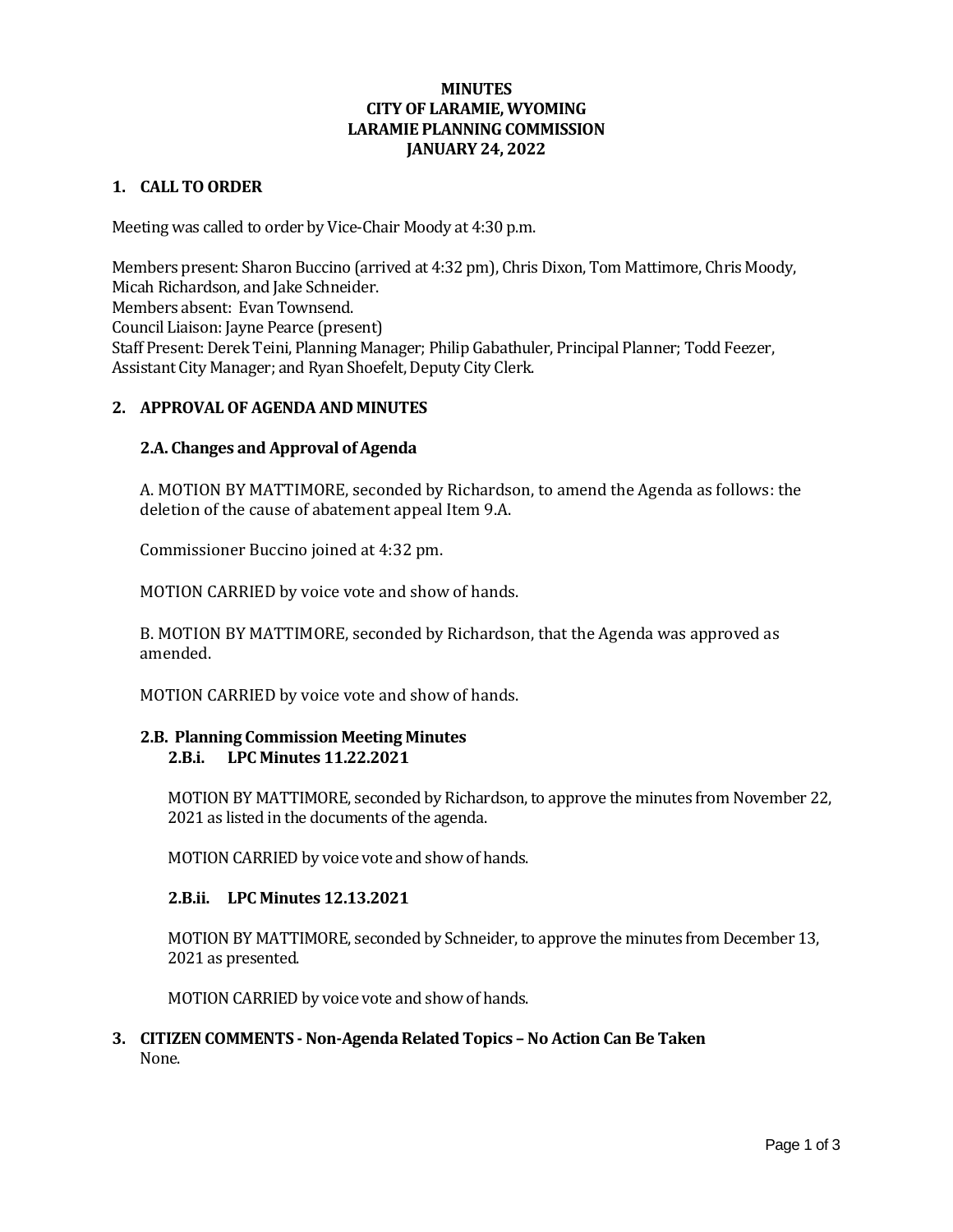# MINUTES
# CITY OF LARAMIE, WYOMING
# LARAMIE PLANNING COMMISSION
# JANUARY 24, 2022

## 1. CALL TO ORDER

Meeting was called to order by Vice-Chair Moody at 4:30 p.m.

Members present: Sharon Buccino (arrived at 4:32 pm), Chris Dixon, Tom Mattimore, Chris Moody, Micah Richardson, and Jake Schneider.
Members absent: Evan Townsend.
Council Liaison: Jayne Pearce (present)
Staff Present: Derek Teini, Planning Manager; Philip Gabathuler, Principal Planner; Todd Feezer, Assistant City Manager; and Ryan Shoefelt, Deputy City Clerk.

## 2. APPROVAL OF AGENDA AND MINUTES

### 2.A. Changes and Approval of Agenda

A. MOTION BY MATTIMORE, seconded by Richardson, to amend the Agenda as follows: the deletion of the cause of abatement appeal Item 9.A.

Commissioner Buccino joined at 4:32 pm.

MOTION CARRIED by voice vote and show of hands.

B. MOTION BY MATTIMORE, seconded by Richardson, that the Agenda was approved as amended.

MOTION CARRIED by voice vote and show of hands.

### 2.B. Planning Commission Meeting Minutes

#### 2.B.i. LPC Minutes 11.22.2021

MOTION BY MATTIMORE, seconded by Richardson, to approve the minutes from November 22, 2021 as listed in the documents of the agenda.

MOTION CARRIED by voice vote and show of hands.

#### 2.B.ii. LPC Minutes 12.13.2021

MOTION BY MATTIMORE, seconded by Schneider, to approve the minutes from December 13, 2021 as presented.

MOTION CARRIED by voice vote and show of hands.

## 3. CITIZEN COMMENTS - Non-Agenda Related Topics – No Action Can Be Taken

None.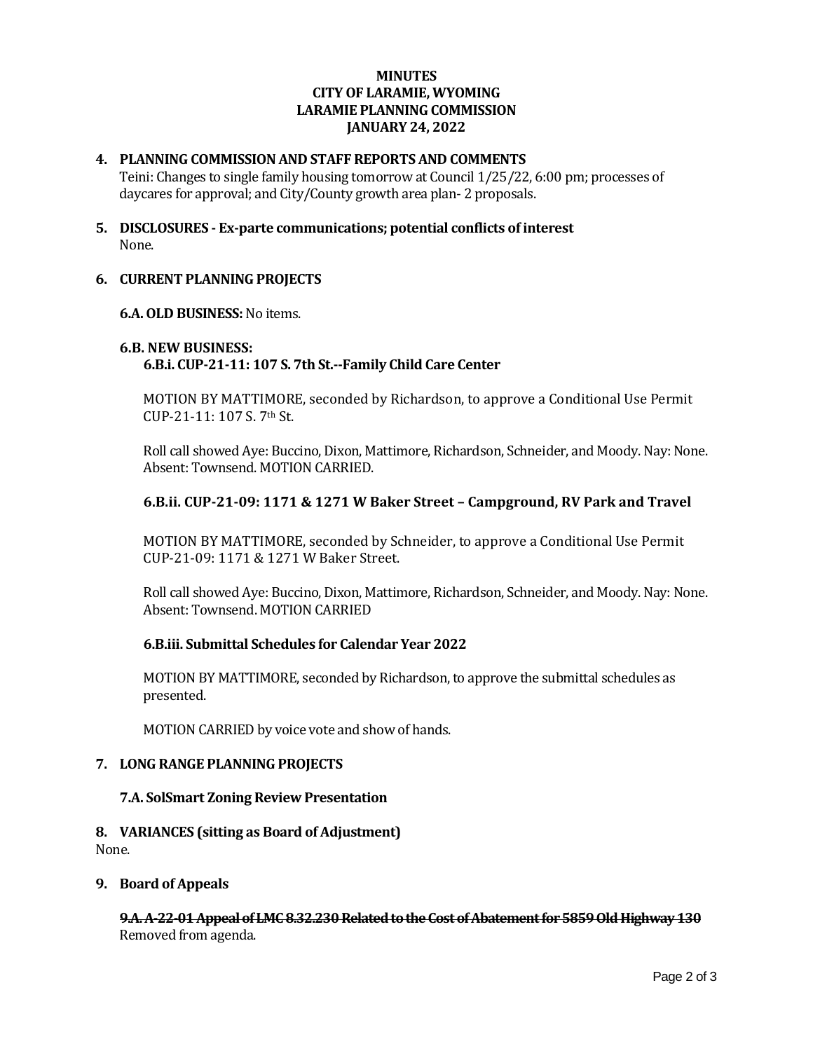**MINUTES**
**CITY OF LARAMIE, WYOMING**
**LARAMIE PLANNING COMMISSION**
**JANUARY 24, 2022**

**4. PLANNING COMMISSION AND STAFF REPORTS AND COMMENTS**

Teini: Changes to single family housing tomorrow at Council 1/25/22, 6:00 pm; processes of daycares for approval; and City/County growth area plan- 2 proposals.

**5. DISCLOSURES - Ex-parte communications; potential conflicts of interest**

None.

**6. CURRENT PLANNING PROJECTS**

**6.A. OLD BUSINESS:** No items.

**6.B. NEW BUSINESS:**

**6.B.i. CUP-21-11: 107 S. 7th St.--Family Child Care Center**

MOTION BY MATTIMORE, seconded by Richardson, to approve a Conditional Use Permit CUP-21-11: 107 S. 7th St.

Roll call showed Aye: Buccino, Dixon, Mattimore, Richardson, Schneider, and Moody. Nay: None. Absent: Townsend. MOTION CARRIED.

**6.B.ii. CUP-21-09: 1171 & 1271 W Baker Street – Campground, RV Park and Travel**

MOTION BY MATTIMORE, seconded by Schneider, to approve a Conditional Use Permit CUP-21-09: 1171 & 1271 W Baker Street.

Roll call showed Aye: Buccino, Dixon, Mattimore, Richardson, Schneider, and Moody. Nay: None. Absent: Townsend. MOTION CARRIED

**6.B.iii. Submittal Schedules for Calendar Year 2022**

MOTION BY MATTIMORE, seconded by Richardson, to approve the submittal schedules as presented.

MOTION CARRIED by voice vote and show of hands.

**7. LONG RANGE PLANNING PROJECTS**

**7.A. SolSmart Zoning Review Presentation**

**8. VARIANCES (sitting as Board of Adjustment)**

None.

**9. Board of Appeals**

~~**9.A. A-22-01 Appeal of LMC 8.32.230 Related to the Cost of Abatement for 5859 Old Highway 130**~~

Removed from agenda.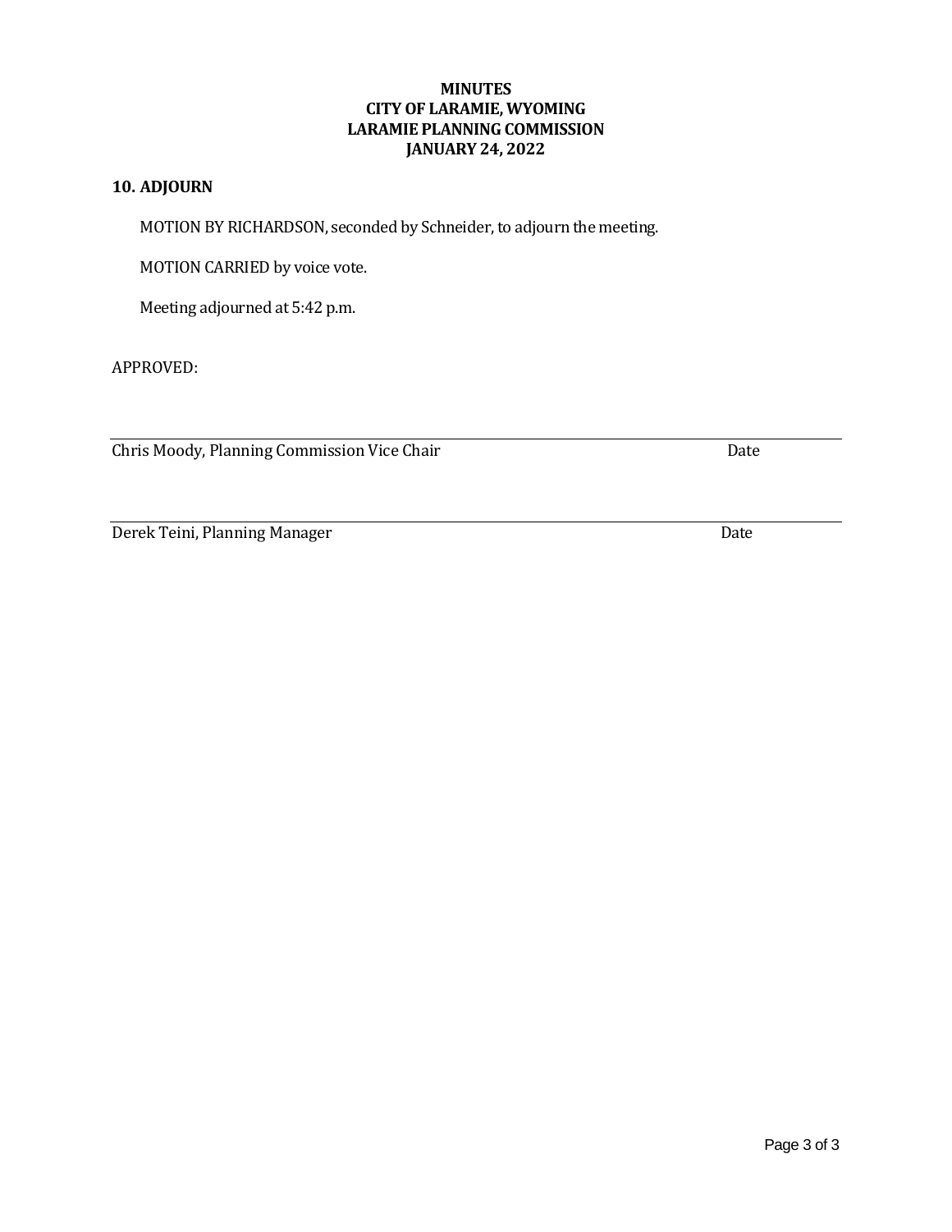**MINUTES**
**CITY OF LARAMIE, WYOMING**
**LARAMIE PLANNING COMMISSION**
**JANUARY 24, 2022**

## 10. ADJOURN

MOTION BY RICHARDSON, seconded by Schneider, to adjourn the meeting.

MOTION CARRIED by voice vote.

Meeting adjourned at 5:42 p.m.

APPROVED:

_______________________________________________
Chris Moody, Planning Commission Vice Chair        Date

_______________________________________________
Derek Teini, Planning Manager        Date